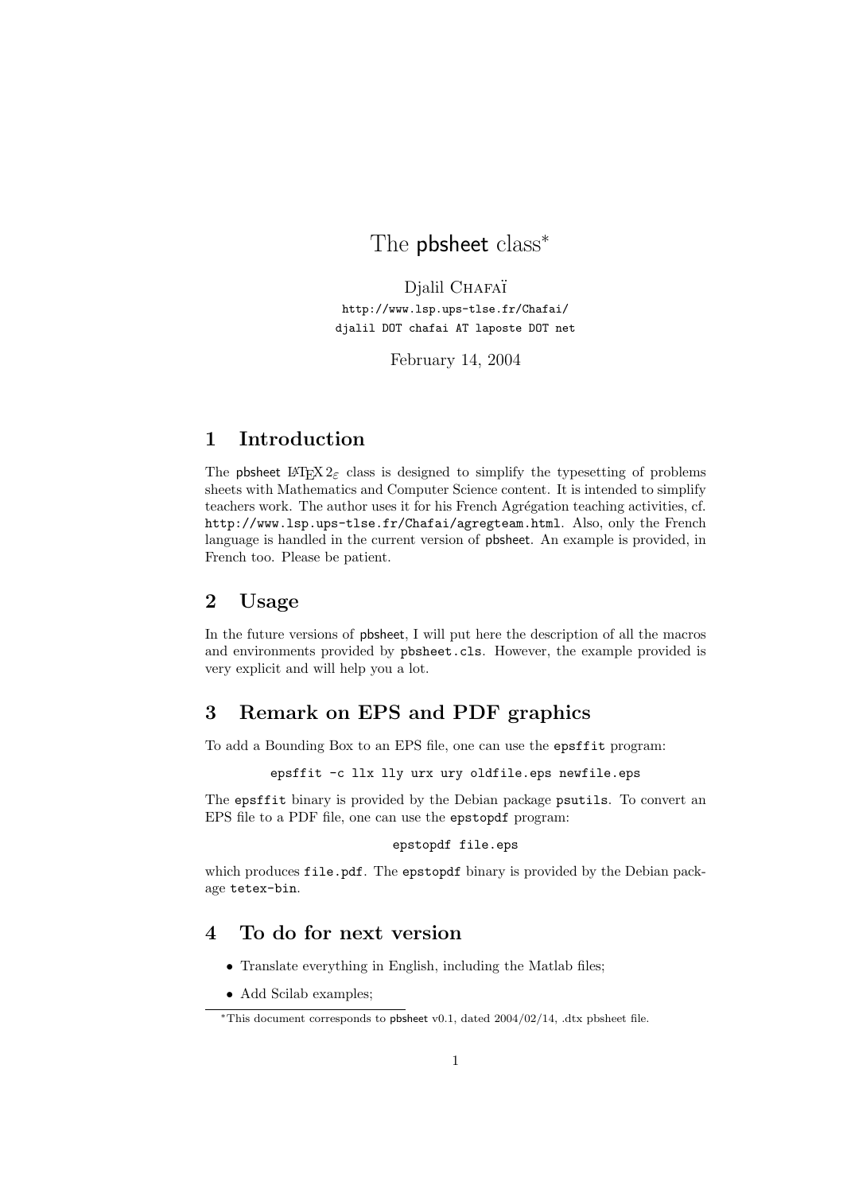# The pbsheet class[*]

Djalil Chafaï

http://www.lsp.ups-tlse.fr/Chafai/

djalil DOT chafai AT laposte DOT net

February 14, 2004

## 1 Introduction

The pbsheet $\LaTeX 2_\varepsilon$ class is designed to simplify the typesetting of problems sheets with Mathematics and Computer Science content. It is intended to simplify teachers work. The author uses it for his French Agrégation teaching activities, cf. http://www.lsp.ups-tlse.fr/Chafai/agregteam.html. Also, only the French language is handled in the current version of pbsheet. An example is provided, in French too. Please be patient.

## 2 Usage

In the future versions of pbsheet, I will put here the description of all the macros and environments provided by `pbsheet.cls`. However, the example provided is very explicit and will help you a lot.

## 3 Remark on EPS and PDF graphics

To add a Bounding Box to an EPS file, one can use the `epsffit` program:

```
epsffit -c llx lly urx ury oldfile.eps newfile.eps
```

The `epsffit` binary is provided by the Debian package `psutils`. To convert an EPS file to a PDF file, one can use the `epstopdf` program:

```
epstopdf file.eps
```

which produces `file.pdf`. The `epstopdf` binary is provided by the Debian package `tetex-bin`.

## 4 To do for next version

- Translate everything in English, including the Matlab files;
- Add Scilab examples;

[*]This document corresponds to pbsheet v0.1, dated 2004/02/14, .dtx pbsheet file.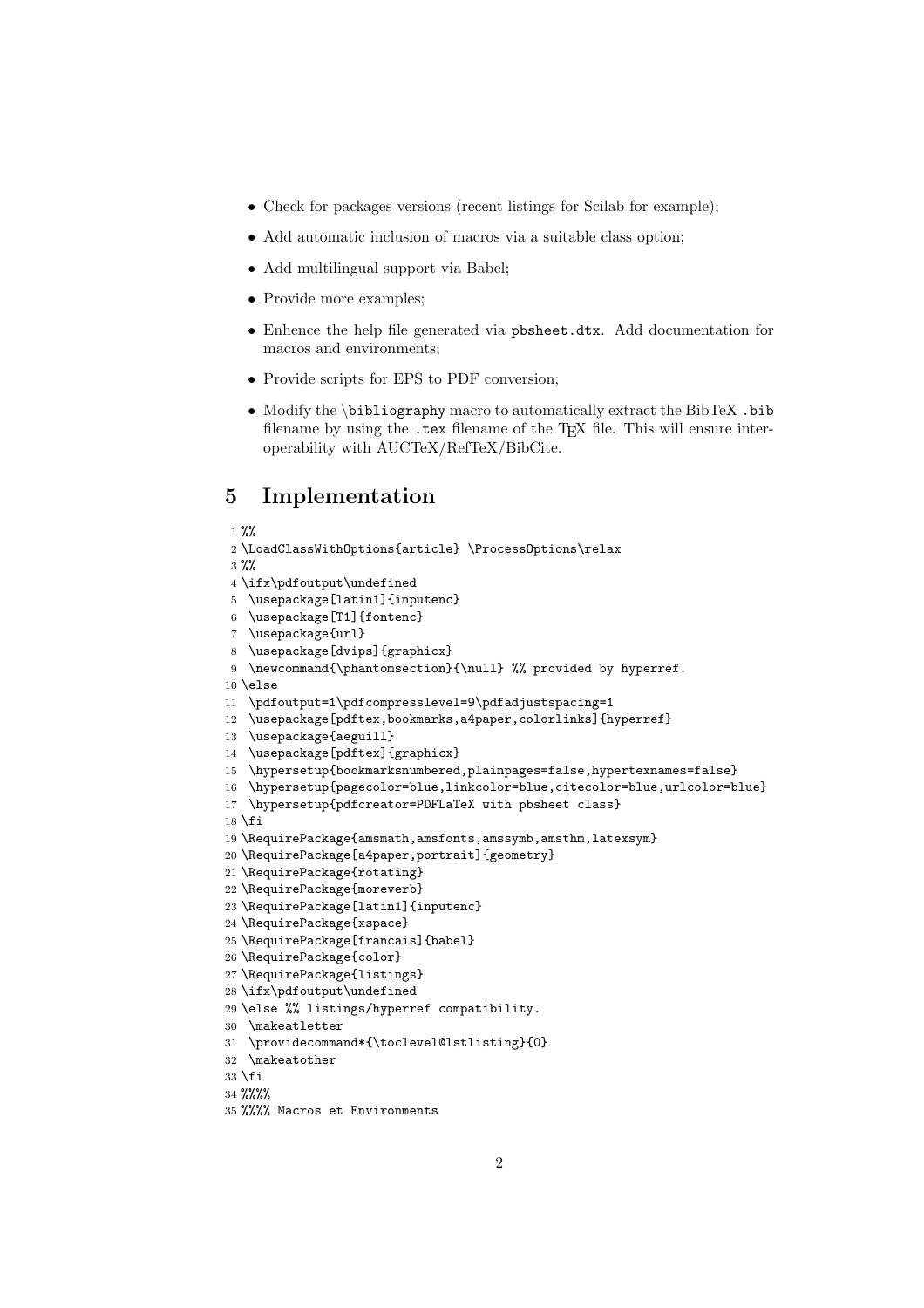- Check for packages versions (recent listings for Scilab for example);
- Add automatic inclusion of macros via a suitable class option;
- Add multilingual support via Babel;
- Provide more examples;
- Enhence the help file generated via `pbsheet.dtx`. Add documentation for macros and environments;
- Provide scripts for EPS to PDF conversion;
- Modify the `\bibliography` macro to automatically extract the BibTeX `.bib` filename by using the `.tex` filename of the TEX file. This will ensure interoperability with AUCTeX/RefTeX/BibCite.

## 5 Implementation

```
1 %%
2 \LoadClassWithOptions{article} \ProcessOptions\relax
3 %%
4 \ifx\pdfoutput\undefined
5  \usepackage[latin1]{inputenc}
6  \usepackage[T1]{fontenc}
7  \usepackage{url}
8  \usepackage[dvips]{graphicx}
9  \newcommand{\phantomsection}{\null} %% provided by hyperref.
10 \else
11  \pdfoutput=1\pdfcompresslevel=9\pdfadjustspacing=1
12  \usepackage[pdftex,bookmarks,a4paper,colorlinks]{hyperref}
13  \usepackage{aeguill}
14  \usepackage[pdftex]{graphicx}
15  \hypersetup{bookmarksnumbered,plainpages=false,hypertexnames=false}
16  \hypersetup{pagecolor=blue,linkcolor=blue,citecolor=blue,urlcolor=blue}
17  \hypersetup{pdfcreator=PDFLaTeX with pbsheet class}
18 \fi
19 \RequirePackage{amsmath,amsfonts,amssymb,amsthm,latexsym}
20 \RequirePackage[a4paper,portrait]{geometry}
21 \RequirePackage{rotating}
22 \RequirePackage{moreverb}
23 \RequirePackage[latin1]{inputenc}
24 \RequirePackage{xspace}
25 \RequirePackage[francais]{babel}
26 \RequirePackage{color}
27 \RequirePackage{listings}
28 \ifx\pdfoutput\undefined
29 \else %% listings/hyperref compatibility.
30  \makeatletter
31  \providecommand*{\toclevel@lstlisting}{0}
32  \makeatother
33 \fi
34 %%%%
35 %%%% Macros et Environments
```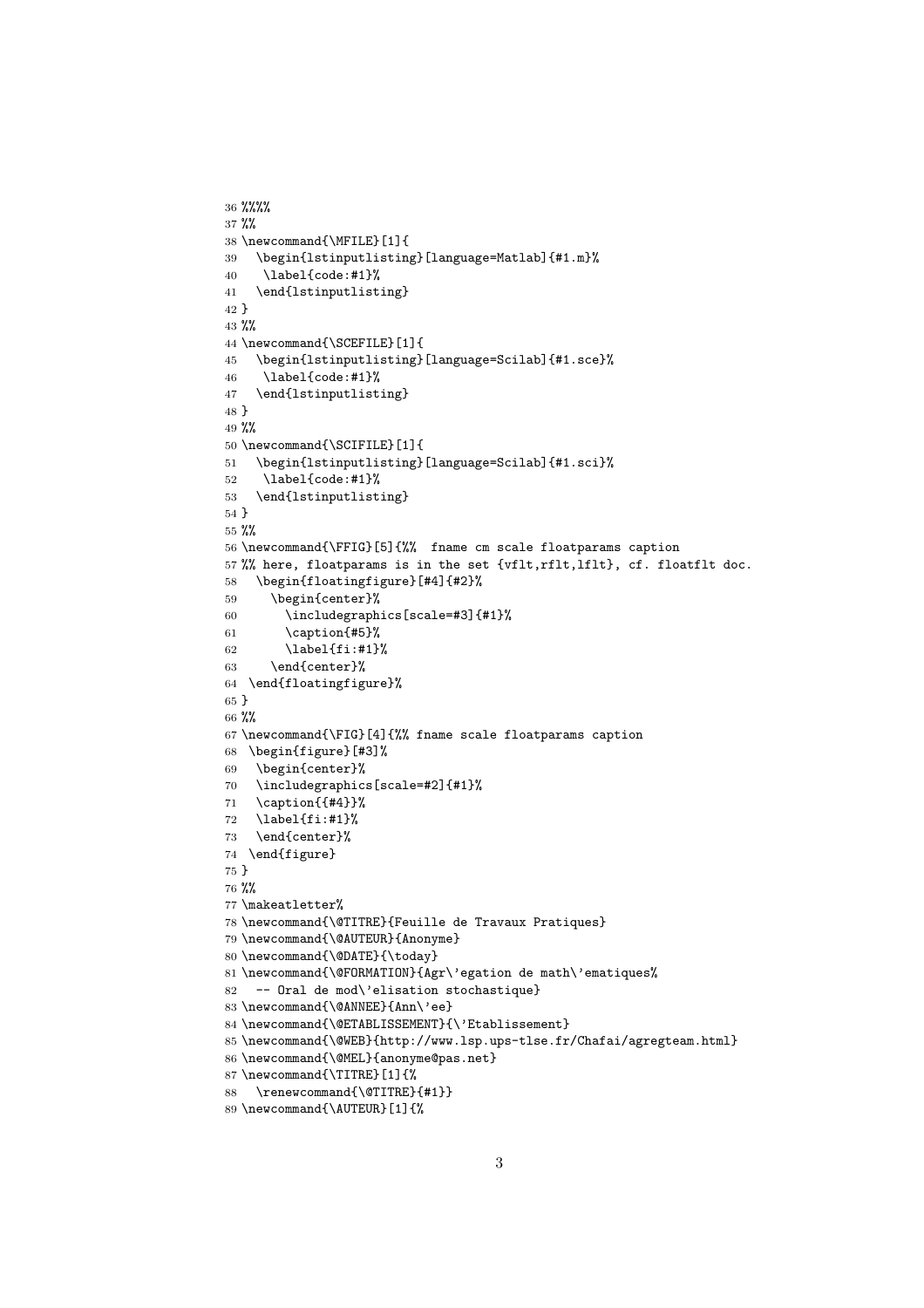```
36 %%%%
37 %%
38 \newcommand{\MFILE}[1]{
39   \begin{lstinputlisting}[language=Matlab]{#1.m}%
40    \label{code:#1}%
41   \end{lstinputlisting}
42 }
43 %%
44 \newcommand{\SCEFILE}[1]{
45   \begin{lstinputlisting}[language=Scilab]{#1.sce}%
46    \label{code:#1}%
47   \end{lstinputlisting}
48 }
49 %%
50 \newcommand{\SCIFILE}[1]{
51   \begin{lstinputlisting}[language=Scilab]{#1.sci}%
52    \label{code:#1}%
53   \end{lstinputlisting}
54 }
55 %%
56 \newcommand{\FFIG}[5]{%%  fname cm scale floatparams caption
57 %% here, floatparams is in the set {vflt,rflt,lflt}, cf. floatflt doc.
58   \begin{floatingfigure}[#4]{#2}%
59     \begin{center}%
60       \includegraphics[scale=#3]{#1}%
61       \caption{#5}%
62       \label{fi:#1}%
63     \end{center}%
64  \end{floatingfigure}%
65 }
66 %%
67 \newcommand{\FIG}[4]{%% fname scale floatparams caption
68  \begin{figure}[#3]%
69   \begin{center}%
70   \includegraphics[scale=#2]{#1}%
71   \caption{{#4}}%
72   \label{fi:#1}%
73   \end{center}%
74  \end{figure}
75 }
76 %%
77 \makeatletter%
78 \newcommand{\@TITRE}{Feuille de Travaux Pratiques}
79 \newcommand{\@AUTEUR}{Anonyme}
80 \newcommand{\@DATE}{\today}
81 \newcommand{\@FORMATION}{Agr\'egation de math\'ematiques%
82   -- Oral de mod\'elisation stochastique}
83 \newcommand{\@ANNEE}{Ann\'ee}
84 \newcommand{\@ETABLISSEMENT}{\'Etablissement}
85 \newcommand{\@WEB}{http://www.lsp.ups-tlse.fr/Chafai/agregteam.html}
86 \newcommand{\@MEL}{anonyme@pas.net}
87 \newcommand{\TITRE}[1]{%
88   \renewcommand{\@TITRE}{#1}}
89 \newcommand{\AUTEUR}[1]{%
```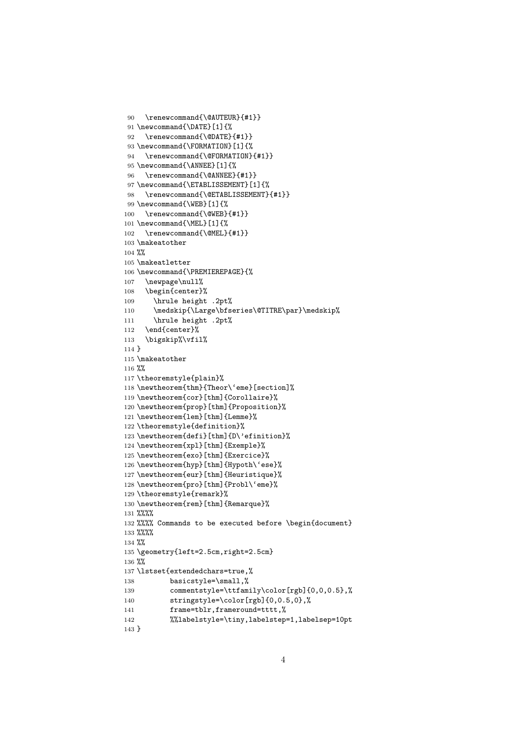```
 90   \renewcommand{\@AUTEUR}{#1}}
 91 \newcommand{\DATE}[1]{%
 92   \renewcommand{\@DATE}{#1}}
 93 \newcommand{\FORMATION}[1]{%
 94   \renewcommand{\@FORMATION}{#1}}
 95 \newcommand{\ANNEE}[1]{%
 96   \renewcommand{\@ANNEE}{#1}}
 97 \newcommand{\ETABLISSEMENT}[1]{%
 98   \renewcommand{\@ETABLISSEMENT}{#1}}
 99 \newcommand{\WEB}[1]{%
100   \renewcommand{\@WEB}{#1}}
101 \newcommand{\MEL}[1]{%
102   \renewcommand{\@MEL}{#1}}
103 \makeatother
104 %%
105 \makeatletter
106 \newcommand{\PREMIEREPAGE}{%
107   \newpage\null%
108   \begin{center}%
109     \hrule height .2pt%
110     \medskip{\Large\bfseries\@TITRE\par}\medskip%
111     \hrule height .2pt%
112   \end{center}%
113   \bigskip%\vfil%
114 }
115 \makeatother
116 %%
117 \theoremstyle{plain}%
118 \newtheorem{thm}{Theor\`eme}[section]%
119 \newtheorem{cor}[thm]{Corollaire}%
120 \newtheorem{prop}[thm]{Proposition}%
121 \newtheorem{lem}[thm]{Lemme}%
122 \theoremstyle{definition}%
123 \newtheorem{defi}[thm]{D\'efinition}%
124 \newtheorem{xpl}[thm]{Exemple}%
125 \newtheorem{exo}[thm]{Exercice}%
126 \newtheorem{hyp}[thm]{Hypoth\`ese}%
127 \newtheorem{eur}[thm]{Heuristique}%
128 \newtheorem{pro}[thm]{Probl\`eme}%
129 \theoremstyle{remark}%
130 \newtheorem{rem}[thm]{Remarque}%
131 %%%%
132 %%%% Commands to be executed before \begin{document}
133 %%%%
134 %%
135 \geometry{left=2.5cm,right=2.5cm}
136 %%
137 \lstset{extendedchars=true,%
138         basicstyle=\small,%
139         commentstyle=\ttfamily\color[rgb]{0,0,0.5},%
140         stringstyle=\color[rgb]{0,0.5,0},%
141         frame=tblr,frameround=tttt,%
142         %%labelstyle=\tiny,labelstep=1,labelsep=10pt
143 }
```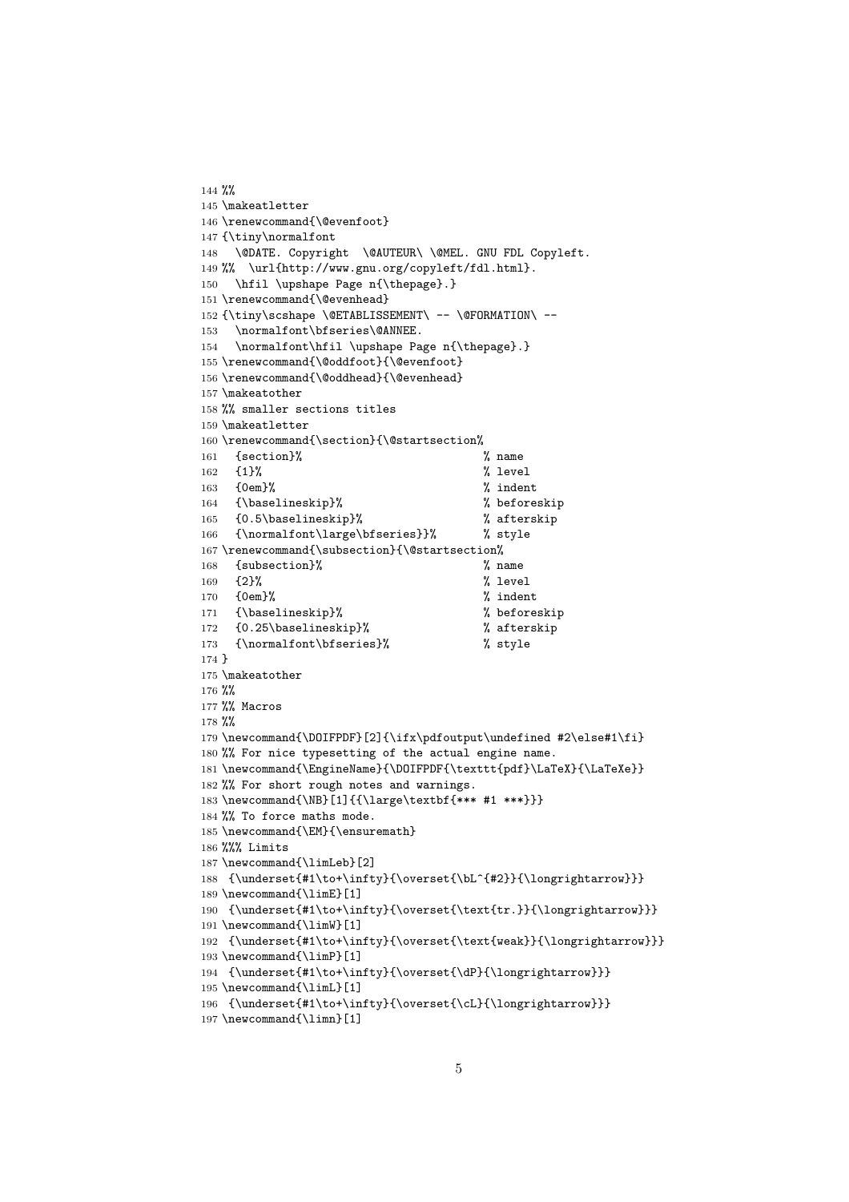```
144 %%
145 \makeatletter
146 \renewcommand{\@evenfoot}
147 {\tiny\normalfont
148   \@DATE. Copyright  \@AUTEUR\ \@MEL. GNU FDL Copyleft.
149 %%  \url{http://www.gnu.org/copyleft/fdl.html}.
150   \hfil \upshape Page n{\thepage}.}
151 \renewcommand{\@evenhead}
152 {\tiny\scshape \@ETABLISSEMENT\ -- \@FORMATION\ --
153   \normalfont\bfseries\@ANNEE.
154   \normalfont\hfil \upshape Page n{\thepage}.}
155 \renewcommand{\@oddfoot}{\@evenfoot}
156 \renewcommand{\@oddhead}{\@evenhead}
157 \makeatother
158 %% smaller sections titles
159 \makeatletter
160 \renewcommand{\section}{\@startsection%
161   {section}%                              % name
162   {1}%                                    % level
163   {0em}%                                  % indent
164   {\baselineskip}%                        % beforeskip
165   {0.5\baselineskip}%                     % afterskip
166   {\normalfont\large\bfseries}}%         % style
167 \renewcommand{\subsection}{\@startsection%
168   {subsection}%                           % name
169   {2}%                                    % level
170   {0em}%                                  % indent
171   {\baselineskip}%                        % beforeskip
172   {0.25\baselineskip}%                    % afterskip
173   {\normalfont\bfseries}%                 % style
174 }
175 \makeatother
176 %%
177 %% Macros
178 %%
179 \newcommand{\DOIFPDF}[2]{\ifx\pdfoutput\undefined #2\else#1\fi}
180 %% For nice typesetting of the actual engine name.
181 \newcommand{\EngineName}{\DOIFPDF{\texttt{pdf}\LaTeX}{\LaTeXe}}
182 %% For short rough notes and warnings.
183 \newcommand{\NB}[1]{{\large\textbf{*** #1 ***}}}
184 %% To force maths mode.
185 \newcommand{\EM}{\ensuremath}
186 %%% Limits
187 \newcommand{\limLeb}[2]
188  {\underset{#1\to+\infty}{\overset{\bL^{#2}}{\longrightarrow}}}
189 \newcommand{\limE}[1]
190  {\underset{#1\to+\infty}{\overset{\text{tr.}}{\longrightarrow}}}
191 \newcommand{\limW}[1]
192  {\underset{#1\to+\infty}{\overset{\text{weak}}{\longrightarrow}}}
193 \newcommand{\limP}[1]
194  {\underset{#1\to+\infty}{\overset{\dP}{\longrightarrow}}}
195 \newcommand{\limL}[1]
196  {\underset{#1\to+\infty}{\overset{\cL}{\longrightarrow}}}
197 \newcommand{\limn}[1]
```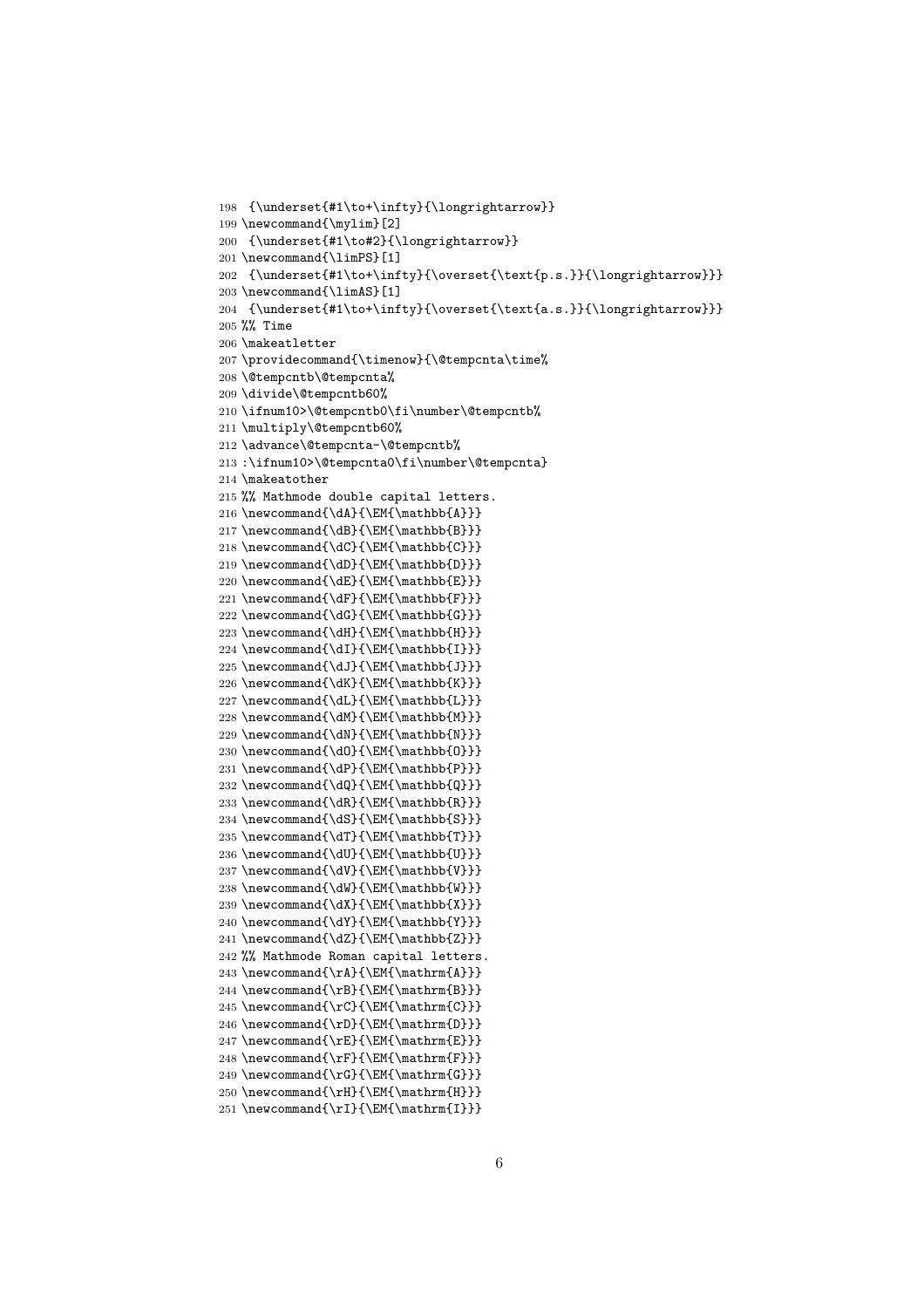```
198  {\underset{#1\to+\infty}{\longrightarrow}}
199 \newcommand{\mylim}[2]
200  {\underset{#1\to#2}{\longrightarrow}}
201 \newcommand{\limPS}[1]
202  {\underset{#1\to+\infty}{\overset{\text{p.s.}}{\longrightarrow}}}
203 \newcommand{\limAS}[1]
204  {\underset{#1\to+\infty}{\overset{\text{a.s.}}{\longrightarrow}}}
205 %% Time
206 \makeatletter
207 \providecommand{\timenow}{\@tempcnta\time%
208 \@tempcntb\@tempcnta%
209 \divide\@tempcntb60%
210 \ifnum10>\@tempcntb0\fi\number\@tempcntb%
211 \multiply\@tempcntb60%
212 \advance\@tempcnta-\@tempcntb%
213 :\ifnum10>\@tempcnta0\fi\number\@tempcnta}
214 \makeatother
215 %% Mathmode double capital letters.
216 \newcommand{\dA}{\EM{\mathbb{A}}}
217 \newcommand{\dB}{\EM{\mathbb{B}}}
218 \newcommand{\dC}{\EM{\mathbb{C}}}
219 \newcommand{\dD}{\EM{\mathbb{D}}}
220 \newcommand{\dE}{\EM{\mathbb{E}}}
221 \newcommand{\dF}{\EM{\mathbb{F}}}
222 \newcommand{\dG}{\EM{\mathbb{G}}}
223 \newcommand{\dH}{\EM{\mathbb{H}}}
224 \newcommand{\dI}{\EM{\mathbb{I}}}
225 \newcommand{\dJ}{\EM{\mathbb{J}}}
226 \newcommand{\dK}{\EM{\mathbb{K}}}
227 \newcommand{\dL}{\EM{\mathbb{L}}}
228 \newcommand{\dM}{\EM{\mathbb{M}}}
229 \newcommand{\dN}{\EM{\mathbb{N}}}
230 \newcommand{\dO}{\EM{\mathbb{O}}}
231 \newcommand{\dP}{\EM{\mathbb{P}}}
232 \newcommand{\dQ}{\EM{\mathbb{Q}}}
233 \newcommand{\dR}{\EM{\mathbb{R}}}
234 \newcommand{\dS}{\EM{\mathbb{S}}}
235 \newcommand{\dT}{\EM{\mathbb{T}}}
236 \newcommand{\dU}{\EM{\mathbb{U}}}
237 \newcommand{\dV}{\EM{\mathbb{V}}}
238 \newcommand{\dW}{\EM{\mathbb{W}}}
239 \newcommand{\dX}{\EM{\mathbb{X}}}
240 \newcommand{\dY}{\EM{\mathbb{Y}}}
241 \newcommand{\dZ}{\EM{\mathbb{Z}}}
242 %% Mathmode Roman capital letters.
243 \newcommand{\rA}{\EM{\mathrm{A}}}
244 \newcommand{\rB}{\EM{\mathrm{B}}}
245 \newcommand{\rC}{\EM{\mathrm{C}}}
246 \newcommand{\rD}{\EM{\mathrm{D}}}
247 \newcommand{\rE}{\EM{\mathrm{E}}}
248 \newcommand{\rF}{\EM{\mathrm{F}}}
249 \newcommand{\rG}{\EM{\mathrm{G}}}
250 \newcommand{\rH}{\EM{\mathrm{H}}}
251 \newcommand{\rI}{\EM{\mathrm{I}}}
```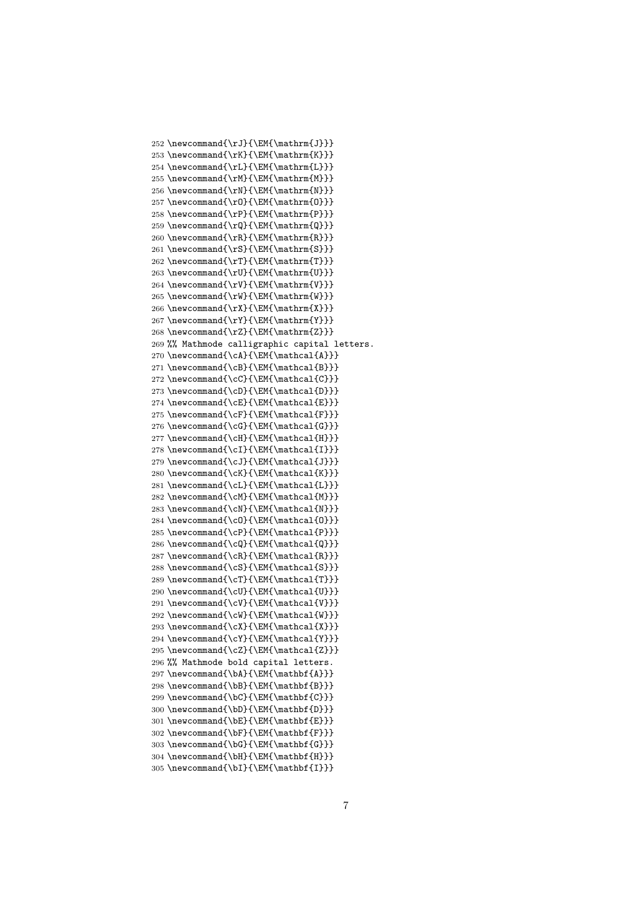```
252 \newcommand{\rJ}{\EM{\mathrm{J}}}
253 \newcommand{\rK}{\EM{\mathrm{K}}}
254 \newcommand{\rL}{\EM{\mathrm{L}}}
255 \newcommand{\rM}{\EM{\mathrm{M}}}
256 \newcommand{\rN}{\EM{\mathrm{N}}}
257 \newcommand{\rO}{\EM{\mathrm{O}}}
258 \newcommand{\rP}{\EM{\mathrm{P}}}
259 \newcommand{\rQ}{\EM{\mathrm{Q}}}
260 \newcommand{\rR}{\EM{\mathrm{R}}}
261 \newcommand{\rS}{\EM{\mathrm{S}}}
262 \newcommand{\rT}{\EM{\mathrm{T}}}
263 \newcommand{\rU}{\EM{\mathrm{U}}}
264 \newcommand{\rV}{\EM{\mathrm{V}}}
265 \newcommand{\rW}{\EM{\mathrm{W}}}
266 \newcommand{\rX}{\EM{\mathrm{X}}}
267 \newcommand{\rY}{\EM{\mathrm{Y}}}
268 \newcommand{\rZ}{\EM{\mathrm{Z}}}
269 %% Mathmode calligraphic capital letters.
270 \newcommand{\cA}{\EM{\mathcal{A}}}
271 \newcommand{\cB}{\EM{\mathcal{B}}}
272 \newcommand{\cC}{\EM{\mathcal{C}}}
273 \newcommand{\cD}{\EM{\mathcal{D}}}
274 \newcommand{\cE}{\EM{\mathcal{E}}}
275 \newcommand{\cF}{\EM{\mathcal{F}}}
276 \newcommand{\cG}{\EM{\mathcal{G}}}
277 \newcommand{\cH}{\EM{\mathcal{H}}}
278 \newcommand{\cI}{\EM{\mathcal{I}}}
279 \newcommand{\cJ}{\EM{\mathcal{J}}}
280 \newcommand{\cK}{\EM{\mathcal{K}}}
281 \newcommand{\cL}{\EM{\mathcal{L}}}
282 \newcommand{\cM}{\EM{\mathcal{M}}}
283 \newcommand{\cN}{\EM{\mathcal{N}}}
284 \newcommand{\cO}{\EM{\mathcal{O}}}
285 \newcommand{\cP}{\EM{\mathcal{P}}}
286 \newcommand{\cQ}{\EM{\mathcal{Q}}}
287 \newcommand{\cR}{\EM{\mathcal{R}}}
288 \newcommand{\cS}{\EM{\mathcal{S}}}
289 \newcommand{\cT}{\EM{\mathcal{T}}}
290 \newcommand{\cU}{\EM{\mathcal{U}}}
291 \newcommand{\cV}{\EM{\mathcal{V}}}
292 \newcommand{\cW}{\EM{\mathcal{W}}}
293 \newcommand{\cX}{\EM{\mathcal{X}}}
294 \newcommand{\cY}{\EM{\mathcal{Y}}}
295 \newcommand{\cZ}{\EM{\mathcal{Z}}}
296 %% Mathmode bold capital letters.
297 \newcommand{\bA}{\EM{\mathbf{A}}}
298 \newcommand{\bB}{\EM{\mathbf{B}}}
299 \newcommand{\bC}{\EM{\mathbf{C}}}
300 \newcommand{\bD}{\EM{\mathbf{D}}}
301 \newcommand{\bE}{\EM{\mathbf{E}}}
302 \newcommand{\bF}{\EM{\mathbf{F}}}
303 \newcommand{\bG}{\EM{\mathbf{G}}}
304 \newcommand{\bH}{\EM{\mathbf{H}}}
305 \newcommand{\bI}{\EM{\mathbf{I}}}
```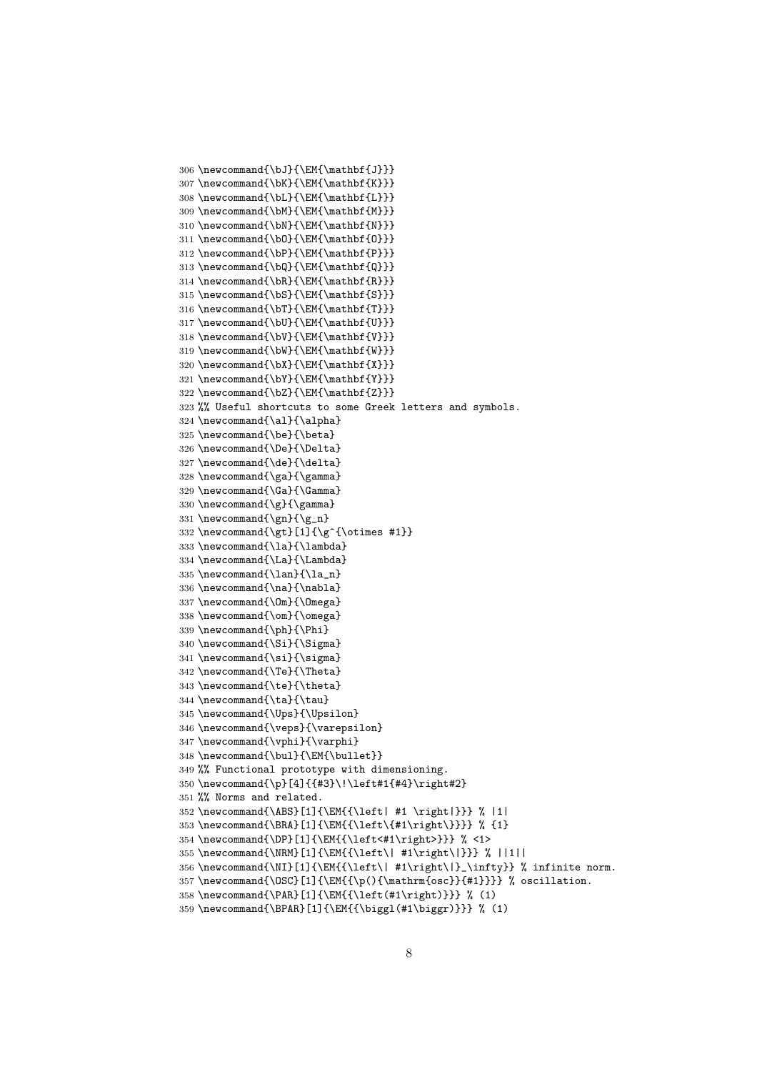```
306 \newcommand{\bJ}{\EM{\mathbf{J}}}
307 \newcommand{\bK}{\EM{\mathbf{K}}}
308 \newcommand{\bL}{\EM{\mathbf{L}}}
309 \newcommand{\bM}{\EM{\mathbf{M}}}
310 \newcommand{\bN}{\EM{\mathbf{N}}}
311 \newcommand{\bO}{\EM{\mathbf{O}}}
312 \newcommand{\bP}{\EM{\mathbf{P}}}
313 \newcommand{\bQ}{\EM{\mathbf{Q}}}
314 \newcommand{\bR}{\EM{\mathbf{R}}}
315 \newcommand{\bS}{\EM{\mathbf{S}}}
316 \newcommand{\bT}{\EM{\mathbf{T}}}
317 \newcommand{\bU}{\EM{\mathbf{U}}}
318 \newcommand{\bV}{\EM{\mathbf{V}}}
319 \newcommand{\bW}{\EM{\mathbf{W}}}
320 \newcommand{\bX}{\EM{\mathbf{X}}}
321 \newcommand{\bY}{\EM{\mathbf{Y}}}
322 \newcommand{\bZ}{\EM{\mathbf{Z}}}
323 %% Useful shortcuts to some Greek letters and symbols.
324 \newcommand{\al}{\alpha}
325 \newcommand{\be}{\beta}
326 \newcommand{\De}{\Delta}
327 \newcommand{\de}{\delta}
328 \newcommand{\ga}{\gamma}
329 \newcommand{\Ga}{\Gamma}
330 \newcommand{\g}{\gamma}
331 \newcommand{\gn}{\g_n}
332 \newcommand{\gt}[1]{\g^{\otimes #1}}
333 \newcommand{\la}{\lambda}
334 \newcommand{\La}{\Lambda}
335 \newcommand{\lan}{\la_n}
336 \newcommand{\na}{\nabla}
337 \newcommand{\Om}{\Omega}
338 \newcommand{\om}{\omega}
339 \newcommand{\ph}{\Phi}
340 \newcommand{\Si}{\Sigma}
341 \newcommand{\si}{\sigma}
342 \newcommand{\Te}{\Theta}
343 \newcommand{\te}{\theta}
344 \newcommand{\ta}{\tau}
345 \newcommand{\Ups}{\Upsilon}
346 \newcommand{\veps}{\varepsilon}
347 \newcommand{\vphi}{\varphi}
348 \newcommand{\bul}{\EM{\bullet}}
349 %% Functional prototype with dimensioning.
350 \newcommand{\p}[4]{{#3}\!\left#1{#4}\right#2}
351 %% Norms and related.
352 \newcommand{\ABS}[1]{\EM{{\left| #1 \right|}}} % |1|
353 \newcommand{\BRA}[1]{\EM{{\left\{#1\right\}}}} % {1}
354 \newcommand{\DP}[1]{\EM{{\left<#1\right>}}} % <1>
355 \newcommand{\NRM}[1]{\EM{{\left\| #1\right\|}}} % ||1||
356 \newcommand{\NI}[1]{\EM{{\left\| #1\right\|}_\infty}} % infinite norm.
357 \newcommand{\OSC}[1]{\EM{{\p(){\mathrm{osc}}{#1}}}} % oscillation.
358 \newcommand{\PAR}[1]{\EM{{\left(#1\right)}}} % (1)
359 \newcommand{\BPAR}[1]{\EM{{\biggl(#1\biggr)}}} % (1)
```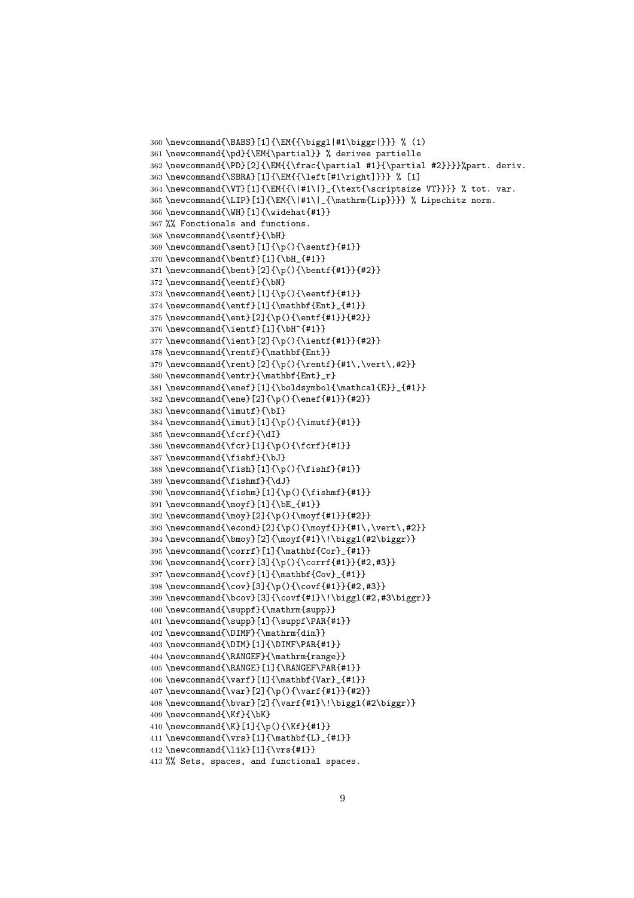```
360 \newcommand{\BABS}[1]{\EM{{\biggl|#1\biggr|}}} % (1)
361 \newcommand{\pd}{\EM{\partial}} % derivee partielle
362 \newcommand{\PD}[2]{\EM{{\frac{\partial #1}{\partial #2}}}}%part. deriv.
363 \newcommand{\SBRA}[1]{\EM{{\left[#1\right]}}} % [1]
364 \newcommand{\VT}[1]{\EM{{\|#1\|}_{\text{\scriptsize VT}}}} % tot. var.
365 \newcommand{\LIP}[1]{\EM{\|#1\|_{\mathrm{Lip}}}} % Lipschitz norm.
366 \newcommand{\WH}[1]{\widehat{#1}}
367 %% Fonctionals and functions.
368 \newcommand{\sentf}{\bH}
369 \newcommand{\sent}[1]{\p(){\sentf}{#1}}
370 \newcommand{\bentf}[1]{\bH_{#1}}
371 \newcommand{\bent}[2]{\p(){\bentf{#1}}{#2}}
372 \newcommand{\eentf}{\bN}
373 \newcommand{\eent}[1]{\p(){\eentf}{#1}}
374 \newcommand{\entf}[1]{\mathbf{Ent}_{#1}}
375 \newcommand{\ent}[2]{\p(){\entf{#1}}{#2}}
376 \newcommand{\ientf}[1]{\bH^{#1}}
377 \newcommand{\ient}[2]{\p(){\ientf{#1}}{#2}}
378 \newcommand{\rentf}{\mathbf{Ent}}
379 \newcommand{\rent}[2]{\p(){\rentf}{#1\,\vert\,#2}}
380 \newcommand{\entr}{\mathbf{Ent}_r}
381 \newcommand{\enef}[1]{\boldsymbol{\mathcal{E}}_{#1}}
382 \newcommand{\ene}[2]{\p(){\enef{#1}}{#2}}
383 \newcommand{\imutf}{\bI}
384 \newcommand{\imut}[1]{\p(){\imutf}{#1}}
385 \newcommand{\fcrf}{\dI}
386 \newcommand{\fcr}[1]{\p(){\fcrf}{#1}}
387 \newcommand{\fishf}{\bJ}
388 \newcommand{\fish}[1]{\p(){\fishf}{#1}}
389 \newcommand{\fishmf}{\dJ}
390 \newcommand{\fishm}[1]{\p(){\fishmf}{#1}}
391 \newcommand{\moyf}[1]{\bE_{#1}}
392 \newcommand{\moy}[2]{\p(){\moyf{#1}}{#2}}
393 \newcommand{\econd}[2]{\p(){\moyf{}}{#1\,\vert\,#2}}
394 \newcommand{\bmoy}[2]{\moyf{#1}\!\biggl(#2\biggr)}
395 \newcommand{\corrf}[1]{\mathbf{Cor}_{#1}}
396 \newcommand{\corr}[3]{\p(){\corrf{#1}}{#2,#3}}
397 \newcommand{\covf}[1]{\mathbf{Cov}_{#1}}
398 \newcommand{\cov}[3]{\p(){\covf{#1}}{#2,#3}}
399 \newcommand{\bcov}[3]{\covf{#1}\!\biggl(#2,#3\biggr)}
400 \newcommand{\suppf}{\mathrm{supp}}
401 \newcommand{\supp}[1]{\suppf\PAR{#1}}
402 \newcommand{\DIMF}{\mathrm{dim}}
403 \newcommand{\DIM}[1]{\DIMF\PAR{#1}}
404 \newcommand{\RANGEF}{\mathrm{range}}
405 \newcommand{\RANGE}[1]{\RANGEF\PAR{#1}}
406 \newcommand{\varf}[1]{\mathbf{Var}_{#1}}
407 \newcommand{\var}[2]{\p(){\varf{#1}}{#2}}
408 \newcommand{\bvar}[2]{\varf{#1}\!\biggl(#2\biggr)}
409 \newcommand{\Kf}{\bK}
410 \newcommand{\K}[1]{\p(){\Kf}{#1}}
411 \newcommand{\vrs}[1]{\mathbf{L}_{#1}}
412 \newcommand{\lik}[1]{\vrs{#1}}
413 %% Sets, spaces, and functional spaces.
```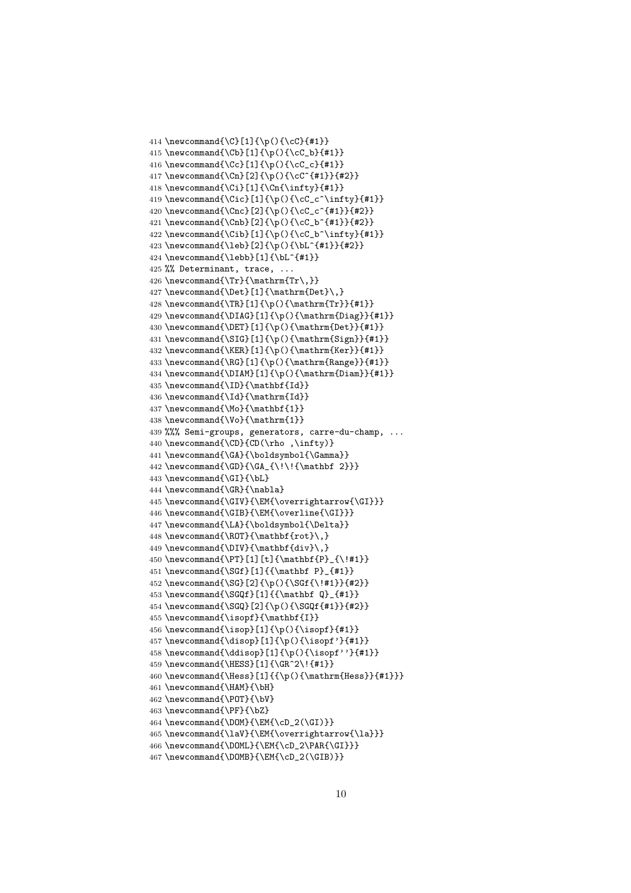```
414 \newcommand{\C}[1]{\p(){\cC}{#1}}
415 \newcommand{\Cb}[1]{\p(){\cC_b}{#1}}
416 \newcommand{\Cc}[1]{\p(){\cC_c}{#1}}
417 \newcommand{\Cn}[2]{\p(){\cC^{#1}}{#2}}
418 \newcommand{\Ci}[1]{\Cn{\infty}{#1}}
419 \newcommand{\Cic}[1]{\p(){\cC_c^\infty}{#1}}
420 \newcommand{\Cnc}[2]{\p(){\cC_c^{#1}}{#2}}
421 \newcommand{\Cnb}[2]{\p(){\cC_b^{#1}}{#2}}
422 \newcommand{\Cib}[1]{\p(){\cC_b^\infty}{#1}}
423 \newcommand{\leb}[2]{\p(){\bL^{#1}}{#2}}
424 \newcommand{\lebb}[1]{\bL^{#1}}
425 %% Determinant, trace, ...
426 \newcommand{\Tr}{\mathrm{Tr\,}}
427 \newcommand{\Det}[1]{\mathrm{Det}\,}
428 \newcommand{\TR}[1]{\p(){\mathrm{Tr}}{#1}}
429 \newcommand{\DIAG}[1]{\p(){\mathrm{Diag}}{#1}}
430 \newcommand{\DET}[1]{\p(){\mathrm{Det}}{#1}}
431 \newcommand{\SIG}[1]{\p(){\mathrm{Sign}}{#1}}
432 \newcommand{\KER}[1]{\p(){\mathrm{Ker}}{#1}}
433 \newcommand{\RG}[1]{\p(){\mathrm{Range}}{#1}}
434 \newcommand{\DIAM}[1]{\p(){\mathrm{Diam}}{#1}}
435 \newcommand{\ID}{\mathbf{Id}}
436 \newcommand{\Id}{\mathrm{Id}}
437 \newcommand{\Mo}{\mathbf{1}}
438 \newcommand{\Vo}{\mathrm{1}}
439 %%% Semi-groups, generators, carre-du-champ, ...
440 \newcommand{\CD}{CD(\rho ,\infty)}
441 \newcommand{\GA}{\boldsymbol{\Gamma}}
442 \newcommand{\GD}{\GA_{\!\!{\mathbf 2}}}
443 \newcommand{\GI}{\bL}
444 \newcommand{\GR}{\nabla}
445 \newcommand{\GIV}{\EM{\overrightarrow{\GI}}}
446 \newcommand{\GIB}{\EM{\overline{\GI}}}
447 \newcommand{\LA}{\boldsymbol{\Delta}}
448 \newcommand{\ROT}{\mathbf{rot}\,}
449 \newcommand{\DIV}{\mathbf{div}\,}
450 \newcommand{\PT}[1][t]{\mathbf{P}_{\!#1}}
451 \newcommand{\SGf}[1]{{\mathbf P}_{#1}}
452 \newcommand{\SG}[2]{\p(){\SGf{\!#1}}{#2}}
453 \newcommand{\SGQf}[1]{{\mathbf Q}_{#1}}
454 \newcommand{\SGQ}[2]{\p(){\SGQf{#1}}{#2}}
455 \newcommand{\isopf}{\mathbf{I}}
456 \newcommand{\isop}[1]{\p(){\isopf}{#1}}
457 \newcommand{\disop}[1]{\p(){\isopf'}{#1}}
458 \newcommand{\ddisop}[1]{\p(){\isopf''}{#1}}
459 \newcommand{\HESS}[1]{\GR^2\!{#1}}
460 \newcommand{\Hess}[1]{{\p(){\mathrm{Hess}}{#1}}}
461 \newcommand{\HAM}{\bH}
462 \newcommand{\POT}{\bV}
463 \newcommand{\PF}{\bZ}
464 \newcommand{\DOM}{\EM{\cD_2(\GI)}}
465 \newcommand{\laV}{\EM{\overrightarrow{\la}}}
466 \newcommand{\DOML}{\EM{\cD_2\PAR{\GI}}}
467 \newcommand{\DOMB}{\EM{\cD_2(\GIB)}}
```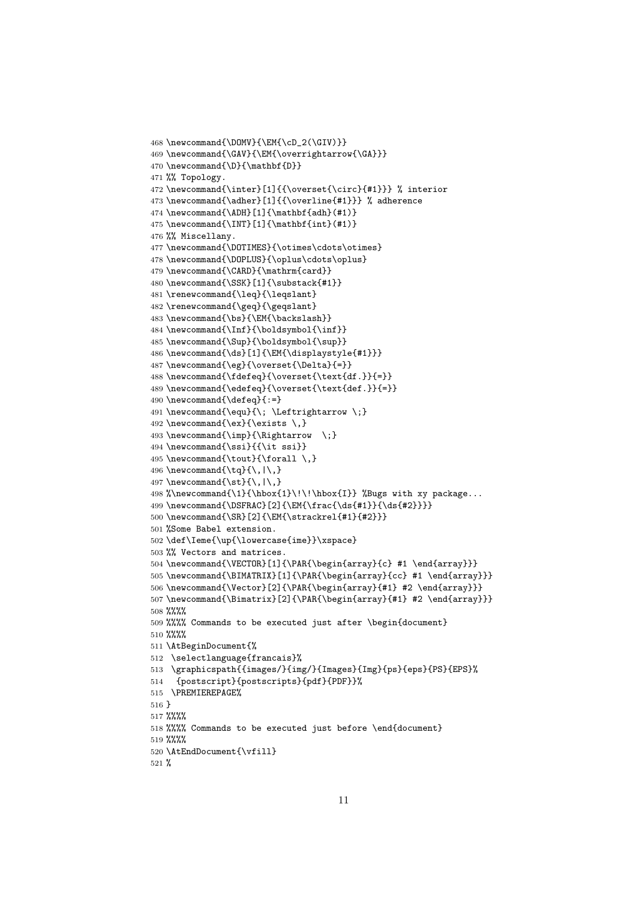```
468 \newcommand{\DOMV}{\EM{\cD_2(\GIV)}}
469 \newcommand{\GAV}{\EM{\overrightarrow{\GA}}}
470 \newcommand{\D}{\mathbf{D}}
471 %% Topology.
472 \newcommand{\inter}[1]{{\overset{\circ}{#1}}} % interior
473 \newcommand{\adher}[1]{{\overline{#1}}} % adherence
474 \newcommand{\ADH}[1]{\mathbf{adh}(#1)}
475 \newcommand{\INT}[1]{\mathbf{int}(#1)}
476 %% Miscellany.
477 \newcommand{\DOTIMES}{\otimes\cdots\otimes}
478 \newcommand{\DOPLUS}{\oplus\cdots\oplus}
479 \newcommand{\CARD}{\mathrm{card}}
480 \newcommand{\SSK}[1]{\substack{#1}}
481 \renewcommand{\leq}{\leqslant}
482 \renewcommand{\geq}{\geqslant}
483 \newcommand{\bs}{\EM{\backslash}}
484 \newcommand{\Inf}{\boldsymbol{\inf}}
485 \newcommand{\Sup}{\boldsymbol{\sup}}
486 \newcommand{\ds}[1]{\EM{\displaystyle{#1}}}
487 \newcommand{\eg}{\overset{\Delta}{=}}
488 \newcommand{\fdefeq}{\overset{\text{df.}}{=}}
489 \newcommand{\edefeq}{\overset{\text{def.}}{=}}
490 \newcommand{\defeq}{:=}
491 \newcommand{\equ}{\; \Leftrightarrow \;}
492 \newcommand{\ex}{\exists \,}
493 \newcommand{\imp}{\Rightarrow  \;}
494 \newcommand{\ssi}{{\it ssi}}
495 \newcommand{\tout}{\forall \,}
496 \newcommand{\tq}{\,|\,}
497 \newcommand{\st}{\,|\,}
498 %\newcommand{\1}{\hbox{1}\!\!\hbox{I}} %Bugs with xy package...
499 \newcommand{\DSFRAC}[2]{\EM{\frac{\ds{#1}}{\ds{#2}}}}
500 \newcommand{\SR}[2]{\EM{\strackrel{#1}{#2}}}
501 %Some Babel extension.
502 \def\Ieme{\up{\lowercase{ime}}\xspace}
503 %% Vectors and matrices.
504 \newcommand{\VECTOR}[1]{\PAR{\begin{array}{c} #1 \end{array}}}
505 \newcommand{\BIMATRIX}[1]{\PAR{\begin{array}{cc} #1 \end{array}}}
506 \newcommand{\Vector}[2]{\PAR{\begin{array}{#1} #2 \end{array}}}
507 \newcommand{\Bimatrix}[2]{\PAR{\begin{array}{#1} #2 \end{array}}}
508 %%%%
509 %%%% Commands to be executed just after \begin{document}
510 %%%%
511 \AtBeginDocument{%
512  \selectlanguage{francais}%
513  \graphicspath{{images/}{img/}{Images}{Img}{ps}{eps}{PS}{EPS}%
514   {postscript}{postscripts}{pdf}{PDF}}%
515  \PREMIEREPAGE%
516 }
517 %%%%
518 %%%% Commands to be executed just before \end{document}
519 %%%%
520 \AtEndDocument{\vfill}
521 %
```